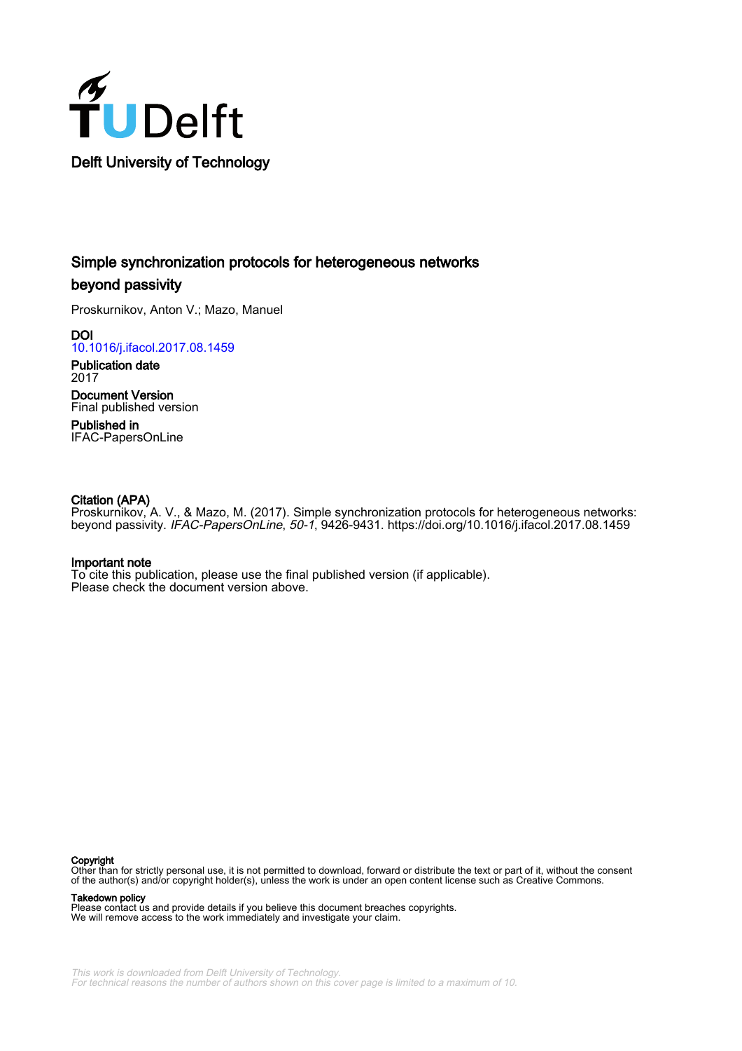Delft University of Technology

# Simple synchronization protocols for heterogeneous networks beyond passivity

Proskurnikov, Anton V.; Mazo, Manuel

**DOI**
10.1016/j.ifacol.2017.08.1459

**Publication date**
2017

**Document Version**
Final published version

**Published in**
IFAC-PapersOnLine

**Citation (APA)**
Proskurnikov, A. V., & Mazo, M. (2017). Simple synchronization protocols for heterogeneous networks: beyond passivity. *IFAC-PapersOnLine*, *50-1*, 9426-9431. https://doi.org/10.1016/j.ifacol.2017.08.1459

**Important note**
To cite this publication, please use the final published version (if applicable).
Please check the document version above.

**Copyright**
Other than for strictly personal use, it is not permitted to download, forward or distribute the text or part of it, without the consent of the author(s) and/or copyright holder(s), unless the work is under an open content license such as Creative Commons.

**Takedown policy**
Please contact us and provide details if you believe this document breaches copyrights.
We will remove access to the work immediately and investigate your claim.

*This work is downloaded from Delft University of Technology.*
*For technical reasons the number of authors shown on this cover page is limited to a maximum of 10.*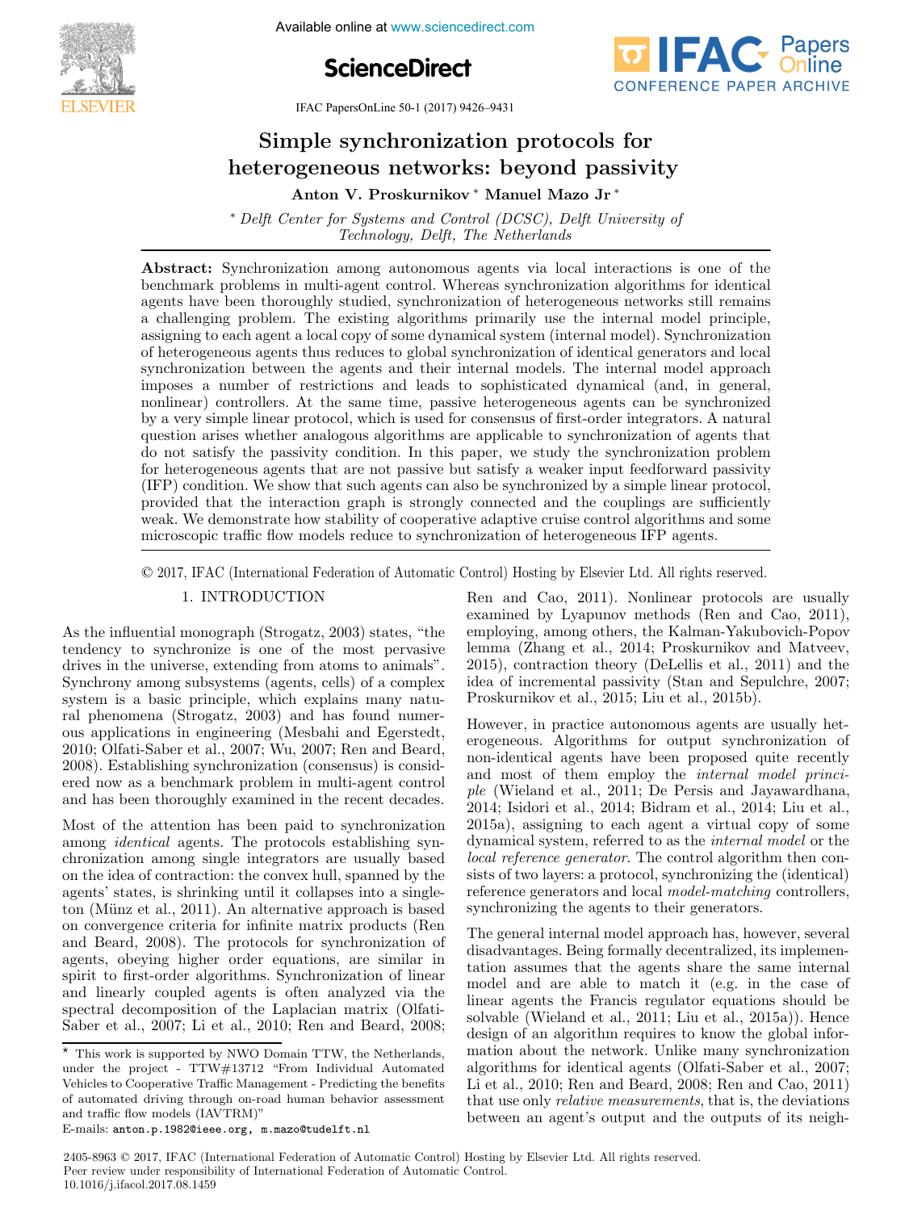# Simple synchronization protocols for heterogeneous networks: beyond passivity

**Anton V. Proskurnikov** * **Manuel Mazo Jr** *

* *Delft Center for Systems and Control (DCSC), Delft University of Technology, Delft, The Netherlands*

**Abstract:** Synchronization among autonomous agents via local interactions is one of the benchmark problems in multi-agent control. Whereas synchronization algorithms for identical agents have been thoroughly studied, synchronization of heterogeneous networks still remains a challenging problem. The existing algorithms primarily use the internal model principle, assigning to each agent a local copy of some dynamical system (internal model). Synchronization of heterogeneous agents thus reduces to global synchronization of identical generators and local synchronization between the agents and their internal models. The internal model approach imposes a number of restrictions and leads to sophisticated dynamical (and, in general, nonlinear) controllers. At the same time, passive heterogeneous agents can be synchronized by a very simple linear protocol, which is used for consensus of first-order integrators. A natural question arises whether analogous algorithms are applicable to synchronization of agents that do not satisfy the passivity condition. In this paper, we study the synchronization problem for heterogeneous agents that are not passive but satisfy a weaker input feedforward passivity (IFP) condition. We show that such agents can also be synchronized by a simple linear protocol, provided that the interaction graph is strongly connected and the couplings are sufficiently weak. We demonstrate how stability of cooperative adaptive cruise control algorithms and some microscopic traffic flow models reduce to synchronization of heterogeneous IFP agents.

© 2017, IFAC (International Federation of Automatic Control) Hosting by Elsevier Ltd. All rights reserved.

## 1. INTRODUCTION

As the influential monograph (Strogatz, 2003) states, "the tendency to synchronize is one of the most pervasive drives in the universe, extending from atoms to animals". Synchrony among subsystems (agents, cells) of a complex system is a basic principle, which explains many natural phenomena (Strogatz, 2003) and has found numerous applications in engineering (Mesbahi and Egerstedt, 2010; Olfati-Saber et al., 2007; Wu, 2007; Ren and Beard, 2008). Establishing synchronization (consensus) is considered now as a benchmark problem in multi-agent control and has been thoroughly examined in the recent decades.

Most of the attention has been paid to synchronization among *identical* agents. The protocols establishing synchronization among single integrators are usually based on the idea of contraction: the convex hull, spanned by the agents' states, is shrinking until it collapses into a singleton (Münz et al., 2011). An alternative approach is based on convergence criteria for infinite matrix products (Ren and Beard, 2008). The protocols for synchronization of agents, obeying higher order equations, are similar in spirit to first-order algorithms. Synchronization of linear and linearly coupled agents is often analyzed via the spectral decomposition of the Laplacian matrix (Olfati-Saber et al., 2007; Li et al., 2010; Ren and Beard, 2008; Ren and Cao, 2011). Nonlinear protocols are usually examined by Lyapunov methods (Ren and Cao, 2011), employing, among others, the Kalman-Yakubovich-Popov lemma (Zhang et al., 2014; Proskurnikov and Matveev, 2015), contraction theory (DeLellis et al., 2011) and the idea of incremental passivity (Stan and Sepulchre, 2007; Proskurnikov et al., 2015; Liu et al., 2015b).

However, in practice autonomous agents are usually heterogeneous. Algorithms for output synchronization of non-identical agents have been proposed quite recently and most of them employ the *internal model principle* (Wieland et al., 2011; De Persis and Jayawardhana, 2014; Isidori et al., 2014; Bidram et al., 2014; Liu et al., 2015a), assigning to each agent a virtual copy of some dynamical system, referred to as the *internal model* or the *local reference generator*. The control algorithm then consists of two layers: a protocol, synchronizing the (identical) reference generators and local *model-matching* controllers, synchronizing the agents to their generators.

The general internal model approach has, however, several disadvantages. Being formally decentralized, its implementation assumes that the agents share the same internal model and are able to match it (e.g. in the case of linear agents the Francis regulator equations should be solvable (Wieland et al., 2011; Liu et al., 2015a)). Hence design of an algorithm requires to know the global information about the network. Unlike many synchronization algorithms for identical agents (Olfati-Saber et al., 2007; Li et al., 2010; Ren and Beard, 2008; Ren and Cao, 2011) that use only *relative measurements*, that is, the deviations between an agent's output and the outputs of its neigh-

---

* This work is supported by NWO Domain TTW, the Netherlands, under the project - TTW#13712 "From Individual Automated Vehicles to Cooperative Traffic Management - Predicting the benefits of automated driving through on-road human behavior assessment and traffic flow models (IAVTRM)"
E-mails: anton.p.1982@ieee.org, m.mazo@tudelft.nl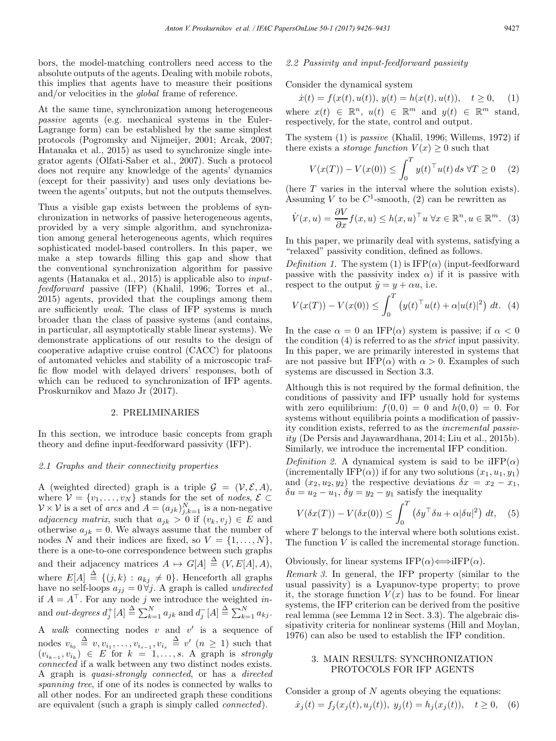bors, the model-matching controllers need access to the absolute outputs of the agents. Dealing with mobile robots, this implies that agents have to measure their positions and/or velocities in the *global* frame of reference.

At the same time, synchronization among heterogeneous *passive* agents (e.g. mechanical systems in the Euler-Lagrange form) can be established by the same simplest protocols (Pogromsky and Nijmeijer, 2001; Arcak, 2007; Hatanaka et al., 2015) as used to synchronize single integrator agents (Olfati-Saber et al., 2007). Such a protocol does not require any knowledge of the agents' dynamics (except for their passivity) and uses only deviations between the agents' outputs, but not the outputs themselves.

Thus a visible gap exists between the problems of synchronization in networks of passive heterogeneous agents, provided by a very simple algorithm, and synchronization among general heterogeneous agents, which requires sophisticated model-based controllers. In this paper, we make a step towards filling this gap and show that the conventional synchronization algorithm for passive agents (Hatanaka et al., 2015) is applicable also to *input-feedforward* passive (IFP) (Khalil, 1996; Torres et al., 2015) agents, provided that the couplings among them are sufficiently *weak*. The class of IFP systems is much broader than the class of passive systems (and contains, in particular, all asymptotically stable linear systems). We demonstrate applications of our results to the design of cooperative adaptive cruise control (CACC) for platoons of automated vehicles and stability of a microscopic traffic flow model with delayed drivers' responses, both of which can be reduced to synchronization of IFP agents. Proskurnikov and Mazo Jr (2017).

## 2. PRELIMINARIES

In this section, we introduce basic concepts from graph theory and define input-feedforward passivity (IFP).

### 2.1 Graphs and their connectivity properties

A (weighted directed) graph is a triple $\mathcal{G} = (\mathcal{V}, \mathcal{E}, A)$, where $\mathcal{V} = \{v_1, \ldots, v_N\}$ stands for the set of *nodes*, $\mathcal{E} \subset \mathcal{V} \times \mathcal{V}$ is a set of *arcs* and $A = (a_{jk})_{j,k=1}^N$ is a non-negative *adjacency matrix*, such that $a_{jk} > 0$ if $(v_k, v_j) \in E$ and otherwise $a_{jk} = 0$. We always assume that the number of nodes $N$ and their indices are fixed, so $V = \{1, \ldots, N\}$, there is a one-to-one correspondence between such graphs and their adjacency matrices $A \mapsto G[A] \overset{\Delta}{=} (V, E[A], A)$, where $E[A] \overset{\Delta}{=} \{(j,k) : a_{kj} \neq 0\}$. Henceforth all graphs have no self-loops $a_{jj} = 0 \,\forall j$. A graph is called *undirected* if $A = A^\top$. For any node $j$ we introduce the weighted *in-* and *out-degrees* $d_j^+[A] \overset{\Delta}{=} \sum_{k=1}^N a_{jk}$ and $d_j^-[A] \overset{\Delta}{=} \sum_{k=1}^N a_{kj}$.

A *walk* connecting nodes $v$ and $v'$ is a sequence of nodes $v_{i_0} \overset{\Delta}{=} v, v_{i_1}, \ldots, v_{i_{s-1}}, v_{i_s} \overset{\Delta}{=} v'$ ($n \geq 1$) such that $(v_{i_{k-1}}, v_{i_k}) \in E$ for $k = 1, \ldots, s$. A graph is *strongly connected* if a walk between any two distinct nodes exists. A graph is *quasi-strongly connected*, or has a *directed spanning tree*, if one of its nodes is connected by walks to all other nodes. For an undirected graph these conditions are equivalent (such a graph is simply called *connected*).

### 2.2 Passivity and input-feedforward passivity

Consider the dynamical system

$$\dot{x}(t) = f(x(t), u(t)),\ y(t) = h(x(t), u(t)), \quad t \geq 0, \quad (1)$$

where $x(t) \in \mathbb{R}^n$, $u(t) \in \mathbb{R}^m$ and $y(t) \in \mathbb{R}^m$ stand, respectively, for the state, control and output.

The system (1) is *passive* (Khalil, 1996; Willems, 1972) if there exists a *storage function* $V(x) \geq 0$ such that

$$V(x(T)) - V(x(0)) \leq \int_0^T y(t)^\top u(t)\, ds \;\forall T \geq 0 \quad (2)$$

(here $T$ varies in the interval where the solution exists). Assuming $V$ to be $C^1$-smooth, (2) can be rewritten as

$$\dot{V}(x, u) = \frac{\partial V}{\partial x} f(x, u) \leq h(x, u)^\top u \;\forall x \in \mathbb{R}^n, u \in \mathbb{R}^m. \quad (3)$$

In this paper, we primarily deal with systems, satisfying a "relaxed" passivity condition, defined as follows.

*Definition 1.* The system (1) is IFP($\alpha$) (input-feedforward passive with the passivity index $\alpha$) if it is passive with respect to the output $\tilde{y} = y + \alpha u$, i.e.

$$V(x(T)) - V(x(0)) \leq \int_0^T \left( y(t)^\top u(t) + \alpha |u(t)|^2 \right) dt. \quad (4)$$

In the case $\alpha = 0$ an IFP($\alpha$) system is passive; if $\alpha < 0$ the condition (4) is referred to as the *strict* input passivity. In this paper, we are primarily interested in systems that are not passive but IFP($\alpha$) with $\alpha > 0$. Examples of such systems are discussed in Section 3.3.

Although this is not required by the formal definition, the conditions of passivity and IFP usually hold for systems with zero equilibrium: $f(0, 0) = 0$ and $h(0, 0) = 0$. For systems without equilibria points a modification of passivity condition exists, referred to as the *incremental passivity* (De Persis and Jayawardhana, 2014; Liu et al., 2015b). Similarly, we introduce the incremental IFP condition.

*Definition 2.* A dynamical system is said to be iIFP($\alpha$) (incrementally IFP($\alpha$)) if for any two solutions $(x_1, u_1, y_1)$ and $(x_2, u_2, y_2)$ the respective deviations $\delta x = x_2 - x_1$, $\delta u = u_2 - u_1$, $\delta y = y_2 - y_1$ satisfy the inequality

$$V(\delta x(T)) - V(\delta x(0)) \leq \int_0^T \left( \delta y^\top \delta u + \alpha |\delta u|^2 \right) dt, \quad (5)$$

where $T$ belongs to the interval where both solutions exist. The function $V$ is called the incremental storage function.

Obviously, for linear systems IFP($\alpha$)$\Longleftrightarrow$iIFP($\alpha$).

*Remark 3.* In general, the IFP property (similar to the usual passivity) is a Lyapunov-type property; to prove it, the storage function $V(x)$ has to be found. For linear systems, the IFP criterion can be derived from the positive real lemma (see Lemma 12 in Sect. 3.3). The algebraic dissipativity criteria for nonlinear systems (Hill and Moylan, 1976) can also be used to establish the IFP condition.

## 3. MAIN RESULTS: SYNCHRONIZATION PROTOCOLS FOR IFP AGENTS

Consider a group of $N$ agents obeying the equations:

$$\dot{x}_j(t) = f_j(x_j(t), u_j(t)),\ y_j(t) = h_j(x_j(t)), \quad t \geq 0, \quad (6)$$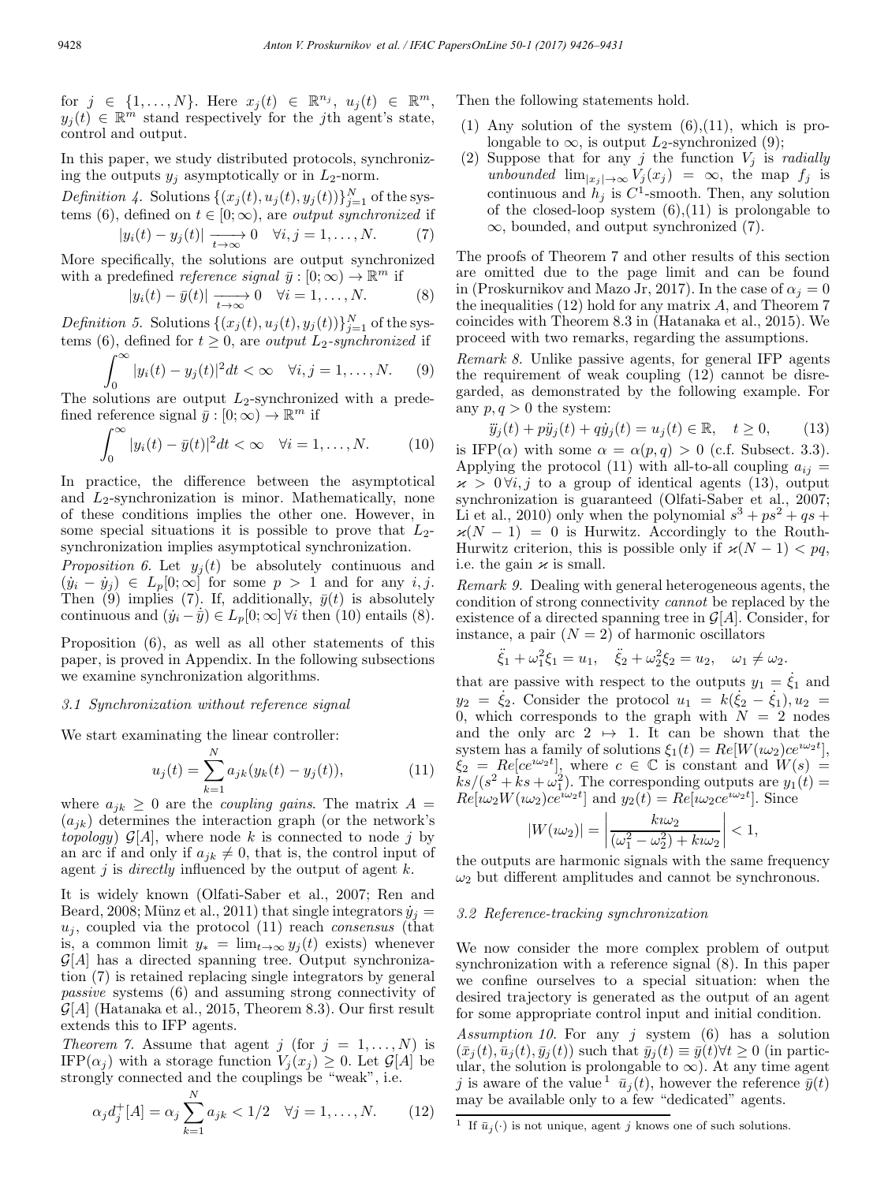for $j \in \{1,\dots,N\}$. Here $x_j(t) \in \mathbb{R}^{n_j}$, $u_j(t) \in \mathbb{R}^m$, $y_j(t) \in \mathbb{R}^m$ stand respectively for the $j$th agent's state, control and output.

In this paper, we study distributed protocols, synchronizing the outputs $y_j$ asymptotically or in $L_2$-norm.

*Definition 4.* Solutions $\{(x_j(t), u_j(t), y_j(t))\}_{j=1}^N$ of the systems (6), defined on $t \in [0;\infty)$, are *output synchronized* if

$$|y_i(t) - y_j(t)| \xrightarrow[t\to\infty]{} 0 \quad \forall i,j = 1,\dots,N. \tag{7}$$

More specifically, the solutions are output synchronized with a predefined *reference signal* $\bar{y} : [0;\infty) \to \mathbb{R}^m$ if

$$|y_i(t) - \bar{y}(t)| \xrightarrow[t\to\infty]{} 0 \quad \forall i = 1,\dots,N. \tag{8}$$

*Definition 5.* Solutions $\{(x_j(t), u_j(t), y_j(t))\}_{j=1}^N$ of the systems (6), defined for $t \geq 0$, are *output $L_2$-synchronized* if

$$\int_0^\infty |y_i(t) - y_j(t)|^2 dt < \infty \quad \forall i,j = 1,\dots,N. \tag{9}$$

The solutions are output $L_2$-synchronized with a predefined reference signal $\bar{y} : [0;\infty) \to \mathbb{R}^m$ if

$$\int_0^\infty |y_i(t) - \bar{y}(t)|^2 dt < \infty \quad \forall i = 1,\dots,N. \tag{10}$$

In practice, the difference between the asymptotical and $L_2$-synchronization is minor. Mathematically, none of these conditions implies the other one. However, in some special situations it is possible to prove that $L_2$-synchronization implies asymptotical synchronization.

*Proposition 6.* Let $y_j(t)$ be absolutely continuous and $(\dot{y}_i - \dot{y}_j) \in L_p[0;\infty]$ for some $p > 1$ and for any $i,j$. Then (9) implies (7). If, additionally, $\bar{y}(t)$ is absolutely continuous and $(\dot{y}_i - \dot{\bar{y}}) \in L_p[0;\infty]\,\forall i$ then (10) entails (8).

Proposition (6), as well as all other statements of this paper, is proved in Appendix. In the following subsections we examine synchronization algorithms.

### 3.1 Synchronization without reference signal

We start examinating the linear controller:

$$u_j(t) = \sum_{k=1}^N a_{jk}(y_k(t) - y_j(t)), \tag{11}$$

where $a_{jk} \geq 0$ are the *coupling gains*. The matrix $A = (a_{jk})$ determines the interaction graph (or the network's *topology*) $\mathcal{G}[A]$, where node $k$ is connected to node $j$ by an arc if and only if $a_{jk} \neq 0$, that is, the control input of agent $j$ is *directly* influenced by the output of agent $k$.

It is widely known (Olfati-Saber et al., 2007; Ren and Beard, 2008; Münz et al., 2011) that single integrators $\dot{y}_j = u_j$, coupled via the protocol (11) reach *consensus* (that is, a common limit $y_* = \lim_{t\to\infty} y_j(t)$ exists) whenever $\mathcal{G}[A]$ has a directed spanning tree. Output synchronization (7) is retained replacing single integrators by general *passive* systems (6) and assuming strong connectivity of $\mathcal{G}[A]$ (Hatanaka et al., 2015, Theorem 8.3). Our first result extends this to IFP agents.

*Theorem 7.* Assume that agent $j$ (for $j = 1,\dots,N$) is IFP($\alpha_j$) with a storage function $V_j(x_j) \geq 0$. Let $\mathcal{G}[A]$ be strongly connected and the couplings be "weak", i.e.

$$\alpha_j d_j^+[A] = \alpha_j \sum_{k=1}^N a_{jk} < 1/2 \quad \forall j = 1,\dots,N. \tag{12}$$

Then the following statements hold.

(1) Any solution of the system (6),(11), which is prolongable to $\infty$, is output $L_2$-synchronized (9);
(2) Suppose that for any $j$ the function $V_j$ is *radially unbounded* $\lim_{|x_j|\to\infty} V_j(x_j) = \infty$, the map $f_j$ is continuous and $h_j$ is $C^1$-smooth. Then, any solution of the closed-loop system (6),(11) is prolongable to $\infty$, bounded, and output synchronized (7).

The proofs of Theorem 7 and other results of this section are omitted due to the page limit and can be found in (Proskurnikov and Mazo Jr, 2017). In the case of $\alpha_j = 0$ the inequalities (12) hold for any matrix $A$, and Theorem 7 coincides with Theorem 8.3 in (Hatanaka et al., 2015). We proceed with two remarks, regarding the assumptions.

*Remark 8.* Unlike passive agents, for general IFP agents the requirement of weak coupling (12) cannot be disregarded, as demonstrated by the following example. For any $p, q > 0$ the system:

$$\dddot{y}_j(t) + p\ddot{y}_j(t) + q\dot{y}_j(t) = u_j(t) \in \mathbb{R}, \quad t \geq 0, \tag{13}$$

is IFP($\alpha$) with some $\alpha = \alpha(p,q) > 0$ (c.f. Subsect. 3.3). Applying the protocol (11) with all-to-all coupling $a_{ij} = \varkappa > 0\,\forall i,j$ to a group of identical agents (13), output synchronization is guaranteed (Olfati-Saber et al., 2007; Li et al., 2010) only when the polynomial $s^3 + ps^2 + qs + \varkappa(N-1) = 0$ is Hurwitz. Accordingly to the Routh-Hurwitz criterion, this is possible only if $\varkappa(N-1) < pq$, i.e. the gain $\varkappa$ is small.

*Remark 9.* Dealing with general heterogeneous agents, the condition of strong connectivity *cannot* be replaced by the existence of a directed spanning tree in $\mathcal{G}[A]$. Consider, for instance, a pair ($N = 2$) of harmonic oscillators

$$\ddot{\xi}_1 + \omega_1^2 \xi_1 = u_1, \quad \ddot{\xi}_2 + \omega_2^2 \xi_2 = u_2, \quad \omega_1 \neq \omega_2.$$

that are passive with respect to the outputs $y_1 = \dot{\xi}_1$ and $y_2 = \dot{\xi}_2$. Consider the protocol $u_1 = k(\dot{\xi}_2 - \dot{\xi}_1), u_2 = 0$, which corresponds to the graph with $N = 2$ nodes and the only arc $2 \mapsto 1$. It can be shown that the system has a family of solutions $\xi_1(t) = Re[W(\imath\omega_2)ce^{\imath\omega_2 t}]$, $\xi_2 = Re[ce^{\imath\omega_2 t}]$, where $c \in \mathbb{C}$ is constant and $W(s) = ks/(s^2 + ks + \omega_1^2)$. The corresponding outputs are $y_1(t) = Re[\imath\omega_2 W(\imath\omega_2)ce^{\imath\omega_2 t}]$ and $y_2(t) = Re[\imath\omega_2 ce^{\imath\omega_2 t}]$. Since

$$|W(\imath\omega_2)| = \left|\frac{k\imath\omega_2}{(\omega_1^2 - \omega_2^2) + k\imath\omega_2}\right| < 1,$$

the outputs are harmonic signals with the same frequency $\omega_2$ but different amplitudes and cannot be synchronous.

### 3.2 Reference-tracking synchronization

We now consider the more complex problem of output synchronization with a reference signal (8). In this paper we confine ourselves to a special situation: when the desired trajectory is generated as the output of an agent for some appropriate control input and initial condition.

*Assumption 10.* For any $j$ system (6) has a solution $(\bar{x}_j(t), \bar{u}_j(t), \bar{y}_j(t))$ such that $\bar{y}_j(t) \equiv \bar{y}(t)\forall t \geq 0$ (in particular, the solution is prolongable to $\infty$). At any time agent $j$ is aware of the value[1] $\bar{u}_j(t)$, however the reference $\bar{y}(t)$ may be available only to a few "dedicated" agents.

[1] If $\bar{u}_j(\cdot)$ is not unique, agent $j$ knows one of such solutions.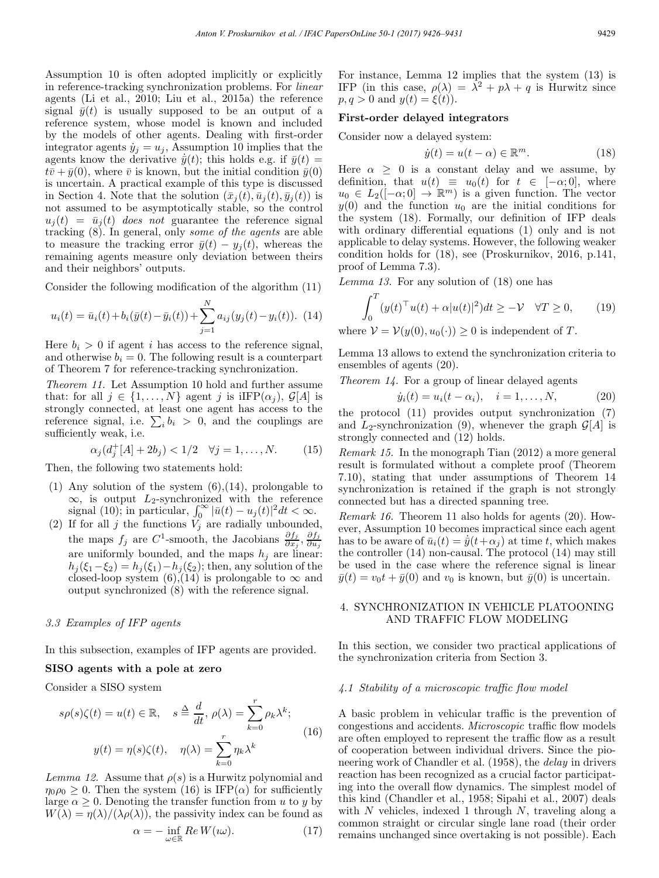Assumption 10 is often adopted implicitly or explicitly in reference-tracking synchronization problems. For *linear* agents (Li et al., 2010; Liu et al., 2015a) the reference signal $\bar{y}(t)$ is usually supposed to be an output of a reference system, whose model is known and included by the models of other agents. Dealing with first-order integrator agents $\dot{y}_j = u_j$, Assumption 10 implies that the agents know the derivative $\dot{\bar{y}}(t)$; this holds e.g. if $\bar{y}(t) = t\bar{v} + \bar{y}(0)$, where $\bar{v}$ is known, but the initial condition $\bar{y}(0)$ is uncertain. A practical example of this type is discussed in Section 4. Note that the solution $(\bar{x}_j(t), \bar{u}_j(t), \bar{y}_j(t))$ is not assumed to be asymptotically stable, so the control $u_j(t) = \bar{u}_j(t)$ *does not* guarantee the reference signal tracking (8). In general, only *some of the agents* are able to measure the tracking error $\bar{y}(t) - y_j(t)$, whereas the remaining agents measure only deviation between theirs and their neighbors' outputs.

Consider the following modification of the algorithm (11)

$$u_i(t) = \bar{u}_i(t) + b_i(\bar{y}(t) - \bar{y}_i(t)) + \sum_{j=1}^{N} a_{ij}(y_j(t) - y_i(t)). \quad (14)$$

Here $b_i > 0$ if agent $i$ has access to the reference signal, and otherwise $b_i = 0$. The following result is a counterpart of Theorem 7 for reference-tracking synchronization.

*Theorem 11.* Let Assumption 10 hold and further assume that: for all $j \in \{1, \ldots, N\}$ agent $j$ is iIFP($\alpha_j$), $\mathcal{G}[A]$ is strongly connected, at least one agent has access to the reference signal, i.e. $\sum_i b_i > 0$, and the couplings are sufficiently weak, i.e.

$$\alpha_j(d_j^+[A] + 2b_j) < 1/2 \quad \forall j = 1, \ldots, N. \quad (15)$$

Then, the following two statements hold:

1. Any solution of the system (6),(14), prolongable to $\infty$, is output $L_2$-synchronized with the reference signal (10); in particular, $\int_0^\infty |\bar{u}(t) - u_j(t)|^2 dt < \infty$.
2. If for all $j$ the functions $V_j$ are radially unbounded, the maps $f_j$ are $C^1$-smooth, the Jacobians $\frac{\partial f_j}{\partial x_j}, \frac{\partial f_j}{\partial u_j}$ are uniformly bounded, and the maps $h_j$ are linear: $h_j(\xi_1 - \xi_2) = h_j(\xi_1) - h_j(\xi_2)$; then, any solution of the closed-loop system (6),(14) is prolongable to $\infty$ and output synchronized (8) with the reference signal.

### 3.3 Examples of IFP agents

In this subsection, examples of IFP agents are provided.

**SISO agents with a pole at zero**

Consider a SISO system

$$s\rho(s)\zeta(t) = u(t) \in \mathbb{R}, \quad s \triangleq \frac{d}{dt}, \; \rho(\lambda) = \sum_{k=0}^{r} \rho_k \lambda^k;$$
$$y(t) = \eta(s)\zeta(t), \quad \eta(\lambda) = \sum_{k=0}^{r} \eta_k \lambda^k \quad (16)$$

*Lemma 12.* Assume that $\rho(s)$ is a Hurwitz polynomial and $\eta_0 \rho_0 \geq 0$. Then the system (16) is IFP($\alpha$) for sufficiently large $\alpha \geq 0$. Denoting the transfer function from $u$ to $y$ by $W(\lambda) = \eta(\lambda)/(\lambda\rho(\lambda))$, the passivity index can be found as

$$\alpha = -\inf_{\omega \in \mathbb{R}} Re\, W(\imath\omega). \quad (17)$$

For instance, Lemma 12 implies that the system (13) is IFP (in this case, $\rho(\lambda) = \lambda^2 + p\lambda + q$ is Hurwitz since $p, q > 0$ and $y(t) = \xi(t)$).

**First-order delayed integrators**

Consider now a delayed system:

$$\dot{y}(t) = u(t - \alpha) \in \mathbb{R}^m. \quad (18)$$

Here $\alpha \geq 0$ is a constant delay and we assume, by definition, that $u(t) \equiv u_0(t)$ for $t \in [-\alpha; 0]$, where $u_0 \in L_2([-\alpha; 0] \to \mathbb{R}^m)$ is a given function. The vector $y(0)$ and the function $u_0$ are the initial conditions for the system (18). Formally, our definition of IFP deals with ordinary differential equations (1) only and is not applicable to delay systems. However, the following weaker condition holds for (18), see (Proskurnikov, 2016, p.141, proof of Lemma 7.3).

*Lemma 13.* For any solution of (18) one has

$$\int_0^T (y(t)^\top u(t) + \alpha |u(t)|^2) dt \geq -\mathcal{V} \quad \forall T \geq 0, \quad (19)$$

where $\mathcal{V} = \mathcal{V}(y(0), u_0(\cdot)) \geq 0$ is independent of $T$.

Lemma 13 allows to extend the synchronization criteria to ensembles of agents (20).

*Theorem 14.* For a group of linear delayed agents

$$\dot{y}_i(t) = u_i(t - \alpha_i), \quad i = 1, \ldots, N, \quad (20)$$

the protocol (11) provides output synchronization (7) and $L_2$-synchronization (9), whenever the graph $\mathcal{G}[A]$ is strongly connected and (12) holds.

*Remark 15.* In the monograph Tian (2012) a more general result is formulated without a complete proof (Theorem 7.10), stating that under assumptions of Theorem 14 synchronization is retained if the graph is not strongly connected but has a directed spanning tree.

*Remark 16.* Theorem 11 also holds for agents (20). However, Assumption 10 becomes impractical since each agent has to be aware of $\bar{u}_i(t) = \dot{\bar{y}}(t + \alpha_j)$ at time $t$, which makes the controller (14) non-causal. The protocol (14) may still be used in the case where the reference signal is linear $\bar{y}(t) = v_0 t + \bar{y}(0)$ and $v_0$ is known, but $\bar{y}(0)$ is uncertain.

## 4. SYNCHRONIZATION IN VEHICLE PLATOONING AND TRAFFIC FLOW MODELING

In this section, we consider two practical applications of the synchronization criteria from Section 3.

### 4.1 Stability of a microscopic traffic flow model

A basic problem in vehicular traffic is the prevention of congestions and accidents. *Microscopic* traffic flow models are often employed to represent the traffic flow as a result of cooperation between individual drivers. Since the pioneering work of Chandler et al. (1958), the *delay* in drivers reaction has been recognized as a crucial factor participating into the overall flow dynamics. The simplest model of this kind (Chandler et al., 1958; Sipahi et al., 2007) deals with $N$ vehicles, indexed 1 through $N$, traveling along a common straight or circular single lane road (their order remains unchanged since overtaking is not possible). Each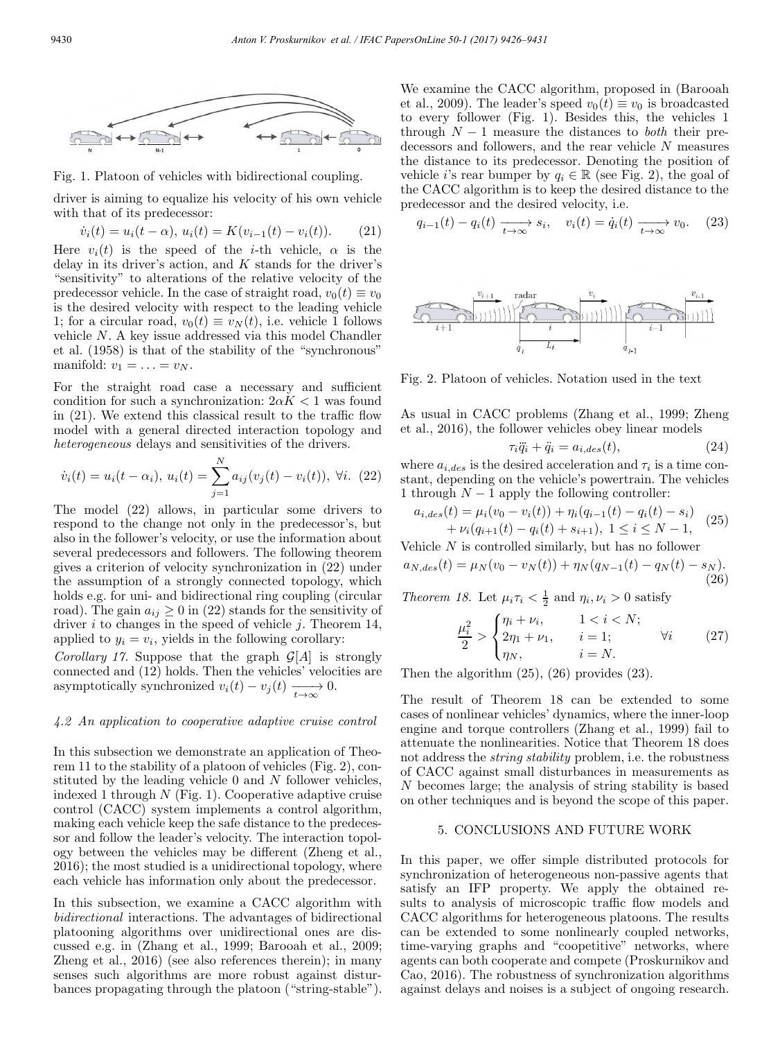Fig. 1. Platoon of vehicles with bidirectional coupling.

driver is aiming to equalize his velocity of his own vehicle with that of its predecessor:

$$\dot{v}_i(t) = u_i(t - \alpha),\ u_i(t) = K(v_{i-1}(t) - v_i(t)). \tag{21}$$

Here $v_i(t)$ is the speed of the $i$-th vehicle, $\alpha$ is the delay in its driver's action, and $K$ stands for the driver's "sensitivity" to alterations of the relative velocity of the predecessor vehicle. In the case of straight road, $v_0(t) \equiv v_0$ is the desired velocity with respect to the leading vehicle 1; for a circular road, $v_0(t) \equiv v_N(t)$, i.e. vehicle 1 follows vehicle $N$. A key issue addressed via this model Chandler et al. (1958) is that of the stability of the "synchronous" manifold: $v_1 = \ldots = v_N$.

For the straight road case a necessary and sufficient condition for such a synchronization: $2\alpha K < 1$ was found in (21). We extend this classical result to the traffic flow model with a general directed interaction topology and *heterogeneous* delays and sensitivities of the drivers.

$$\dot{v}_i(t) = u_i(t - \alpha_i),\ u_i(t) = \sum_{j=1}^{N} a_{ij}(v_j(t) - v_i(t)),\ \forall i. \tag{22}$$

The model (22) allows, in particular some drivers to respond to the change not only in the predecessor's, but also in the follower's velocity, or use the information about several predecessors and followers. The following theorem gives a criterion of velocity synchronization in (22) under the assumption of a strongly connected topology, which holds e.g. for uni- and bidirectional ring coupling (circular road). The gain $a_{ij} \geq 0$ in (22) stands for the sensitivity of driver $i$ to changes in the speed of vehicle $j$. Theorem 14, applied to $y_i = v_i$, yields in the following corollary:

*Corollary 17.* Suppose that the graph $\mathcal{G}[A]$ is strongly connected and (12) holds. Then the vehicles' velocities are asymptotically synchronized $v_i(t) - v_j(t) \xrightarrow[t\to\infty]{} 0$.

### 4.2 An application to cooperative adaptive cruise control

In this subsection we demonstrate an application of Theorem 11 to the stability of a platoon of vehicles (Fig. 2), constituted by the leading vehicle 0 and $N$ follower vehicles, indexed 1 through $N$ (Fig. 1). Cooperative adaptive cruise control (CACC) system implements a control algorithm, making each vehicle keep the safe distance to the predecessor and follow the leader's velocity. The interaction topology between the vehicles may be different (Zheng et al., 2016); the most studied is a unidirectional topology, where each vehicle has information only about the predecessor.

In this subsection, we examine a CACC algorithm with *bidirectional* interactions. The advantages of bidirectional platooning algorithms over unidirectional ones are discussed e.g. in (Zhang et al., 1999; Barooah et al., 2009; Zheng et al., 2016) (see also references therein); in many senses such algorithms are more robust against disturbances propagating through the platoon ("string-stable").

We examine the CACC algorithm, proposed in (Barooah et al., 2009). The leader's speed $v_0(t) \equiv v_0$ is broadcasted to every follower (Fig. 1). Besides this, the vehicles 1 through $N-1$ measure the distances to *both* their predecessors and followers, and the rear vehicle $N$ measures the distance to its predecessor. Denoting the position of vehicle $i$'s rear bumper by $q_i \in \mathbb{R}$ (see Fig. 2), the goal of the CACC algorithm is to keep the desired distance to the predecessor and the desired velocity, i.e.

$$q_{i-1}(t) - q_i(t) \xrightarrow[t\to\infty]{} s_i, \quad v_i(t) = \dot{q}_i(t) \xrightarrow[t\to\infty]{} v_0. \tag{23}$$

Fig. 2. Platoon of vehicles. Notation used in the text

As usual in CACC problems (Zhang et al., 1999; Zheng et al., 2016), the follower vehicles obey linear models

$$\tau_i \dddot{q}_i + \ddot{q}_i = a_{i,des}(t), \tag{24}$$

where $a_{i,des}$ is the desired acceleration and $\tau_i$ is a time constant, depending on the vehicle's powertrain. The vehicles 1 through $N-1$ apply the following controller:

$$\begin{aligned} a_{i,des}(t) &= \mu_i(v_0 - v_i(t)) + \eta_i(q_{i-1}(t) - q_i(t) - s_i) \\ &\quad + \nu_i(q_{i+1}(t) - q_i(t) + s_{i+1}),\ 1 \leq i \leq N-1, \end{aligned} \tag{25}$$

Vehicle $N$ is controlled similarly, but has no follower

$$a_{N,des}(t) = \mu_N(v_0 - v_N(t)) + \eta_N(q_{N-1}(t) - q_N(t) - s_N). \tag{26}$$

*Theorem 18.* Let $\mu_i\tau_i < \frac{1}{2}$ and $\eta_i, \nu_i > 0$ satisfy

$$\frac{\mu_i^2}{2} > \begin{cases} \eta_i + \nu_i, & 1 < i < N; \\ 2\eta_1 + \nu_1, & i = 1; \\ \eta_N, & i = N. \end{cases} \quad \forall i \tag{27}$$

Then the algorithm (25), (26) provides (23).

The result of Theorem 18 can be extended to some cases of nonlinear vehicles' dynamics, where the inner-loop engine and torque controllers (Zhang et al., 1999) fail to attenuate the nonlinearities. Notice that Theorem 18 does not address the *string stability* problem, i.e. the robustness of CACC against small disturbances in measurements as $N$ becomes large; the analysis of string stability is based on other techniques and is beyond the scope of this paper.

## 5. CONCLUSIONS AND FUTURE WORK

In this paper, we offer simple distributed protocols for synchronization of heterogeneous non-passive agents that satisfy an IFP property. We apply the obtained results to analysis of microscopic traffic flow models and CACC algorithms for heterogeneous platoons. The results can be extended to some nonlinearly coupled networks, time-varying graphs and "coopetitive" networks, where agents can both cooperate and compete (Proskurnikov and Cao, 2016). The robustness of synchronization algorithms against delays and noises is a subject of ongoing research.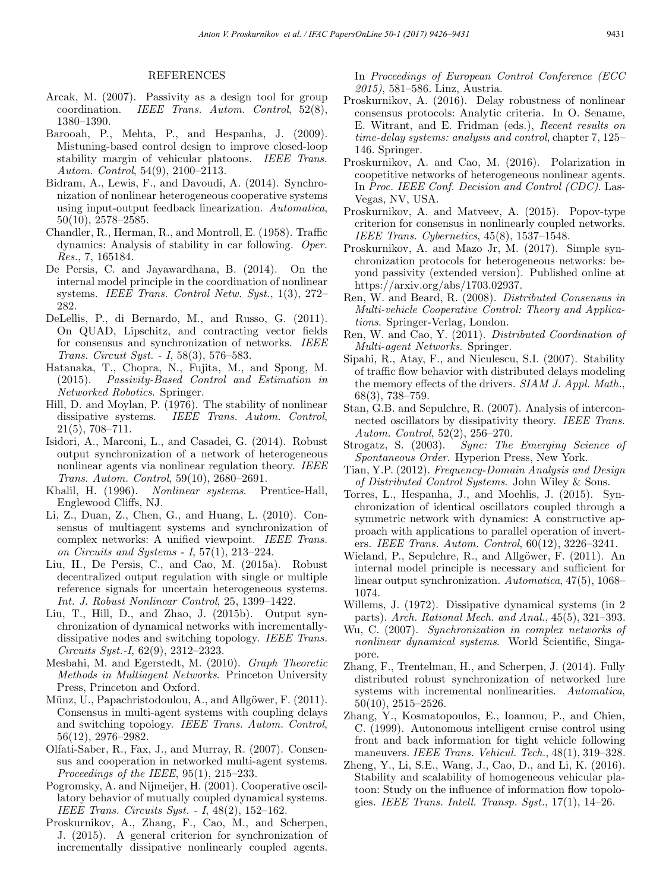## REFERENCES

Arcak, M. (2007). Passivity as a design tool for group coordination. *IEEE Trans. Autom. Control*, 52(8), 1380–1390.

Barooah, P., Mehta, P., and Hespanha, J. (2009). Mistuning-based control design to improve closed-loop stability margin of vehicular platoons. *IEEE Trans. Autom. Control*, 54(9), 2100–2113.

Bidram, A., Lewis, F., and Davoudi, A. (2014). Synchronization of nonlinear heterogeneous cooperative systems using input-output feedback linearization. *Automatica*, 50(10), 2578–2585.

Chandler, R., Herman, R., and Montroll, E. (1958). Traffic dynamics: Analysis of stability in car following. *Oper. Res.*, 7, 165184.

De Persis, C. and Jayawardhana, B. (2014). On the internal model principle in the coordination of nonlinear systems. *IEEE Trans. Control Netw. Syst.*, 1(3), 272–282.

DeLellis, P., di Bernardo, M., and Russo, G. (2011). On QUAD, Lipschitz, and contracting vector fields for consensus and synchronization of networks. *IEEE Trans. Circuit Syst. - I*, 58(3), 576–583.

Hatanaka, T., Chopra, N., Fujita, M., and Spong, M. (2015). *Passivity-Based Control and Estimation in Networked Robotics*. Springer.

Hill, D. and Moylan, P. (1976). The stability of nonlinear dissipative systems. *IEEE Trans. Autom. Control*, 21(5), 708–711.

Isidori, A., Marconi, L., and Casadei, G. (2014). Robust output synchronization of a network of heterogeneous nonlinear agents via nonlinear regulation theory. *IEEE Trans. Autom. Control*, 59(10), 2680–2691.

Khalil, H. (1996). *Nonlinear systems*. Prentice-Hall, Englewood Cliffs, NJ.

Li, Z., Duan, Z., Chen, G., and Huang, L. (2010). Consensus of multiagent systems and synchronization of complex networks: A unified viewpoint. *IEEE Trans. on Circuits and Systems - I*, 57(1), 213–224.

Liu, H., De Persis, C., and Cao, M. (2015a). Robust decentralized output regulation with single or multiple reference signals for uncertain heterogeneous systems. *Int. J. Robust Nonlinear Control*, 25, 1399–1422.

Liu, T., Hill, D., and Zhao, J. (2015b). Output synchronization of dynamical networks with incrementally-dissipative nodes and switching topology. *IEEE Trans. Circuits Syst.-I*, 62(9), 2312–2323.

Mesbahi, M. and Egerstedt, M. (2010). *Graph Theoretic Methods in Multiagent Networks*. Princeton University Press, Princeton and Oxford.

Münz, U., Papachristodoulou, A., and Allgöwer, F. (2011). Consensus in multi-agent systems with coupling delays and switching topology. *IEEE Trans. Autom. Control*, 56(12), 2976–2982.

Olfati-Saber, R., Fax, J., and Murray, R. (2007). Consensus and cooperation in networked multi-agent systems. *Proceedings of the IEEE*, 95(1), 215–233.

Pogromsky, A. and Nijmeijer, H. (2001). Cooperative oscillatory behavior of mutually coupled dynamical systems. *IEEE Trans. Circuits Syst. - I*, 48(2), 152–162.

Proskurnikov, A., Zhang, F., Cao, M., and Scherpen, J. (2015). A general criterion for synchronization of incrementally dissipative nonlinearly coupled agents. In *Proceedings of European Control Conference (ECC 2015)*, 581–586. Linz, Austria.

Proskurnikov, A. (2016). Delay robustness of nonlinear consensus protocols: Analytic criteria. In O. Sename, E. Witrant, and E. Fridman (eds.), *Recent results on time-delay systems: analysis and control*, chapter 7, 125–146. Springer.

Proskurnikov, A. and Cao, M. (2016). Polarization in coopetitive networks of heterogeneous nonlinear agents. In *Proc. IEEE Conf. Decision and Control (CDC)*. Las-Vegas, NV, USA.

Proskurnikov, A. and Matveev, A. (2015). Popov-type criterion for consensus in nonlinearly coupled networks. *IEEE Trans. Cybernetics*, 45(8), 1537–1548.

Proskurnikov, A. and Mazo Jr, M. (2017). Simple synchronization protocols for heterogeneous networks: beyond passivity (extended version). Published online at https://arxiv.org/abs/1703.02937.

Ren, W. and Beard, R. (2008). *Distributed Consensus in Multi-vehicle Cooperative Control: Theory and Applications*. Springer-Verlag, London.

Ren, W. and Cao, Y. (2011). *Distributed Coordination of Multi-agent Networks*. Springer.

Sipahi, R., Atay, F., and Niculescu, S.I. (2007). Stability of traffic flow behavior with distributed delays modeling the memory effects of the drivers. *SIAM J. Appl. Math.*, 68(3), 738–759.

Stan, G.B. and Sepulchre, R. (2007). Analysis of interconnected oscillators by dissipativity theory. *IEEE Trans. Autom. Control*, 52(2), 256–270.

Strogatz, S. (2003). *Sync: The Emerging Science of Spontaneous Order*. Hyperion Press, New York.

Tian, Y.P. (2012). *Frequency-Domain Analysis and Design of Distributed Control Systems*. John Wiley & Sons.

Torres, L., Hespanha, J., and Moehlis, J. (2015). Synchronization of identical oscillators coupled through a symmetric network with dynamics: A constructive approach with applications to parallel operation of inverters. *IEEE Trans. Autom. Control*, 60(12), 3226–3241.

Wieland, P., Sepulchre, R., and Allgöwer, F. (2011). An internal model principle is necessary and sufficient for linear output synchronization. *Automatica*, 47(5), 1068–1074.

Willems, J. (1972). Dissipative dynamical systems (in 2 parts). *Arch. Rational Mech. and Anal.*, 45(5), 321–393.

Wu, C. (2007). *Synchronization in complex networks of nonlinear dynamical systems*. World Scientific, Singapore.

Zhang, F., Trentelman, H., and Scherpen, J. (2014). Fully distributed robust synchronization of networked lure systems with incremental nonlinearities. *Automatica*, 50(10), 2515–2526.

Zhang, Y., Kosmatopoulos, E., Ioannou, P., and Chien, C. (1999). Autonomous intelligent cruise control using front and back information for tight vehicle following maneuvers. *IEEE Trans. Vehicul. Tech.*, 48(1), 319–328.

Zheng, Y., Li, S.E., Wang, J., Cao, D., and Li, K. (2016). Stability and scalability of homogeneous vehicular platoon: Study on the influence of information flow topologies. *IEEE Trans. Intell. Transp. Syst.*, 17(1), 14–26.